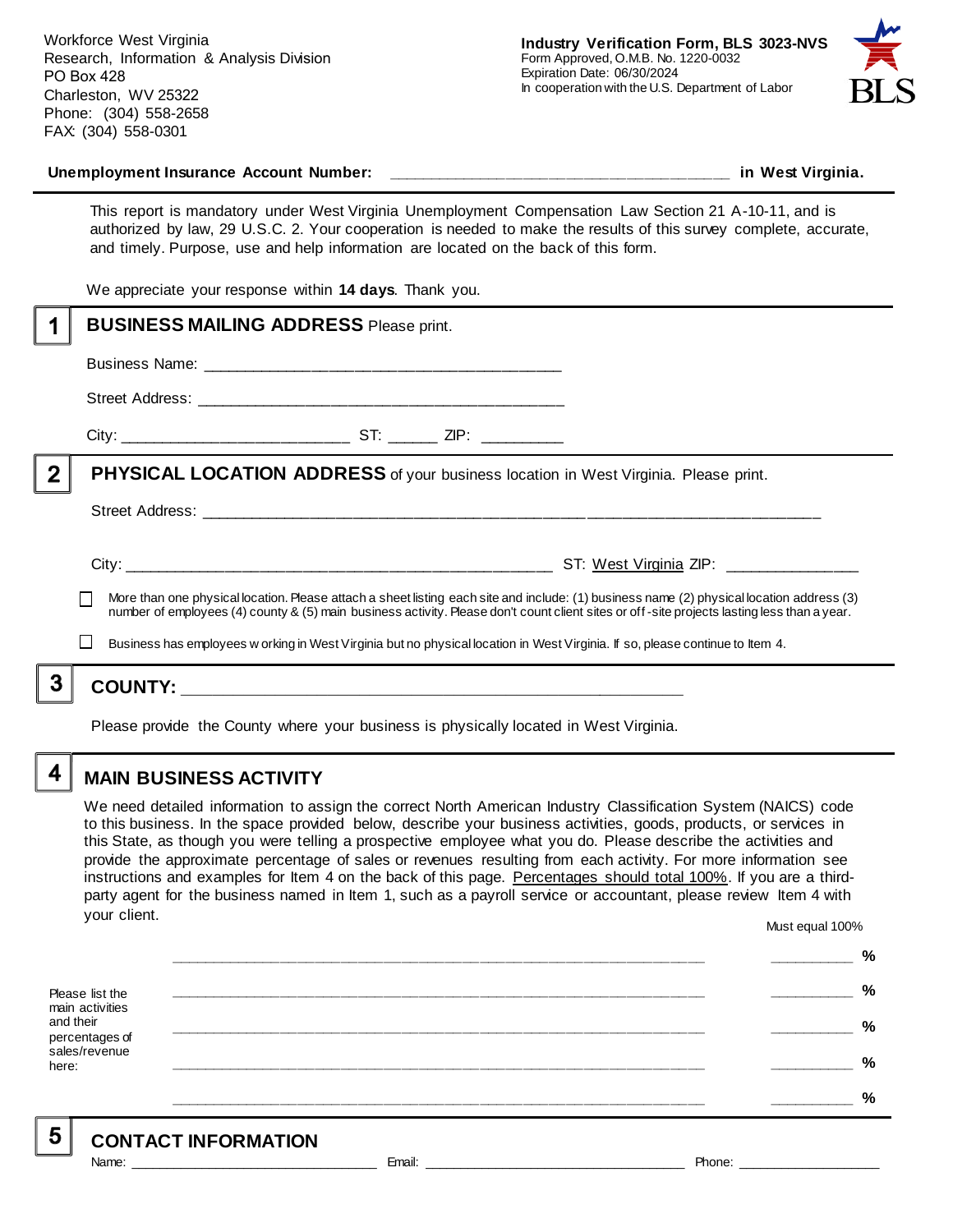Workforce West Virginia
Research, Information & Analysis Division
PO Box 428
Charleston, WV 25322
Phone: (304) 558-2658
FAX: (304) 558-0301

**Industry Verification Form, BLS 3023-NVS**
Form Approved, O.M.B. No. 1220-0032
Expiration Date: 06/30/2024
In cooperation with the U.S. Department of Labor

**Unemployment Insurance Account Number:** ______________________________________ **in West Virginia.**

This report is mandatory under West Virginia Unemployment Compensation Law Section 21 A-10-11, and is authorized by law, 29 U.S.C. 2. Your cooperation is needed to make the results of this survey complete, accurate, and timely. Purpose, use and help information are located on the back of this form.

We appreciate your response within **14 days**. Thank you.

## 1 BUSINESS MAILING ADDRESS Please print.

Business Name: ________________________________________

Street Address: ________________________________________

City: _________________________ ST: ______ ZIP: _________

## 2 PHYSICAL LOCATION ADDRESS of your business location in West Virginia. Please print.

Street Address: ____________________________________________________________________

City: ______________________________________________ ST: West Virginia ZIP: _______________

☐ More than one physical location. Please attach a sheet listing each site and include: (1) business name (2) physical location address (3) number of employees (4) county & (5) main business activity. Please don't count client sites or off-site projects lasting less than a year.

☐ Business has employees working in West Virginia but no physical location in West Virginia. If so, please continue to Item 4.

## 3 COUNTY: ________________________________________________________

Please provide the County where your business is physically located in West Virginia.

## 4 MAIN BUSINESS ACTIVITY

We need detailed information to assign the correct North American Industry Classification System (NAICS) code to this business. In the space provided below, describe your business activities, goods, products, or services in this State, as though you were telling a prospective employee what you do. Please describe the activities and provide the approximate percentage of sales or revenues resulting from each activity. For more information see instructions and examples for Item 4 on the back of this page. Percentages should total 100%. If you are a third-party agent for the business named in Item 1, such as a payroll service or accountant, please review Item 4 with your client.

Please list the main activities and their percentages of sales/revenue here:

| Activity | Must equal 100% |
|---|---|
| ____________________________________________________________ | __________ % |
| ____________________________________________________________ | __________ % |
| ____________________________________________________________ | __________ % |
| ____________________________________________________________ | __________ % |
| ____________________________________________________________ | __________ % |

## 5 CONTACT INFORMATION

Name: ______________________________ Email: ________________________________ Phone: __________________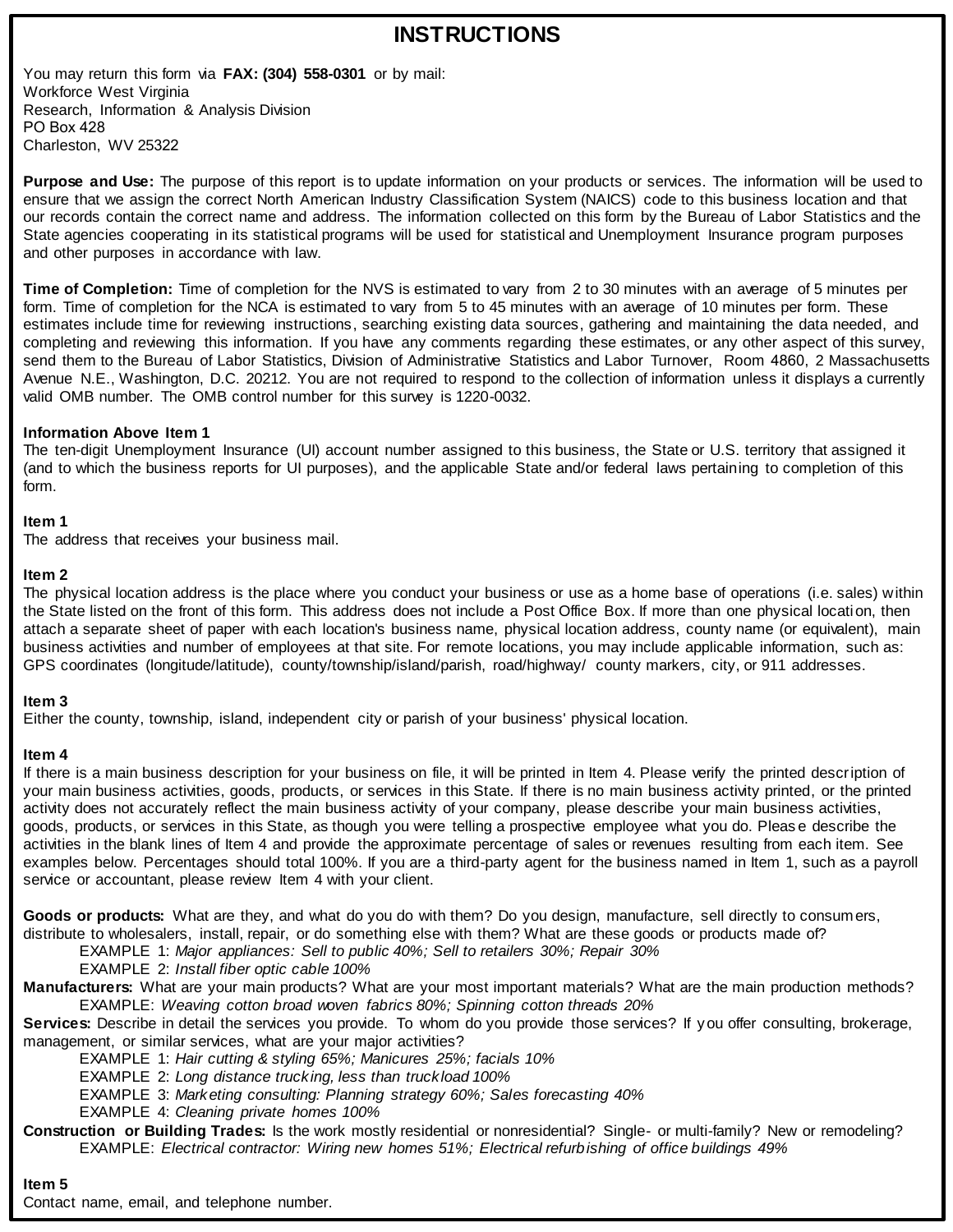# INSTRUCTIONS

You may return this form via **FAX: (304) 558-0301** or by mail:
Workforce West Virginia
Research, Information & Analysis Division
PO Box 428
Charleston, WV 25322

**Purpose and Use:** The purpose of this report is to update information on your products or services. The information will be used to ensure that we assign the correct North American Industry Classification System (NAICS) code to this business location and that our records contain the correct name and address. The information collected on this form by the Bureau of Labor Statistics and the State agencies cooperating in its statistical programs will be used for statistical and Unemployment Insurance program purposes and other purposes in accordance with law.

**Time of Completion:** Time of completion for the NVS is estimated to vary from 2 to 30 minutes with an average of 5 minutes per form. Time of completion for the NCA is estimated to vary from 5 to 45 minutes with an average of 10 minutes per form. These estimates include time for reviewing instructions, searching existing data sources, gathering and maintaining the data needed, and completing and reviewing this information. If you have any comments regarding these estimates, or any other aspect of this survey, send them to the Bureau of Labor Statistics, Division of Administrative Statistics and Labor Turnover, Room 4860, 2 Massachusetts Avenue N.E., Washington, D.C. 20212. You are not required to respond to the collection of information unless it displays a currently valid OMB number. The OMB control number for this survey is 1220-0032.

**Information Above Item 1**
The ten-digit Unemployment Insurance (UI) account number assigned to this business, the State or U.S. territory that assigned it (and to which the business reports for UI purposes), and the applicable State and/or federal laws pertaining to completion of this form.

**Item 1**
The address that receives your business mail.

**Item 2**
The physical location address is the place where you conduct your business or use as a home base of operations (i.e. sales) within the State listed on the front of this form. This address does not include a Post Office Box. If more than one physical location, then attach a separate sheet of paper with each location's business name, physical location address, county name (or equivalent), main business activities and number of employees at that site. For remote locations, you may include applicable information, such as: GPS coordinates (longitude/latitude), county/township/island/parish, road/highway/ county markers, city, or 911 addresses.

**Item 3**
Either the county, township, island, independent city or parish of your business' physical location.

**Item 4**
If there is a main business description for your business on file, it will be printed in Item 4. Please verify the printed description of your main business activities, goods, products, or services in this State. If there is no main business activity printed, or the printed activity does not accurately reflect the main business activity of your company, please describe your main business activities, goods, products, or services in this State, as though you were telling a prospective employee what you do. Please describe the activities in the blank lines of Item 4 and provide the approximate percentage of sales or revenues resulting from each item. See examples below. Percentages should total 100%. If you are a third-party agent for the business named in Item 1, such as a payroll service or accountant, please review Item 4 with your client.

**Goods or products:** What are they, and what do you do with them? Do you design, manufacture, sell directly to consumers, distribute to wholesalers, install, repair, or do something else with them? What are these goods or products made of?
- EXAMPLE 1: *Major appliances: Sell to public 40%; Sell to retailers 30%; Repair 30%*
- EXAMPLE 2: *Install fiber optic cable 100%*

**Manufacturers:** What are your main products? What are your most important materials? What are the main production methods?
- EXAMPLE: *Weaving cotton broad woven fabrics 80%; Spinning cotton threads 20%*

**Services:** Describe in detail the services you provide. To whom do you provide those services? If you offer consulting, brokerage, management, or similar services, what are your major activities?
- EXAMPLE 1: *Hair cutting & styling 65%; Manicures 25%; facials 10%*
- EXAMPLE 2: *Long distance trucking, less than truckload 100%*
- EXAMPLE 3: *Marketing consulting: Planning strategy 60%; Sales forecasting 40%*
- EXAMPLE 4: *Cleaning private homes 100%*

**Construction or Building Trades:** Is the work mostly residential or nonresidential? Single- or multi-family? New or remodeling?
- EXAMPLE: *Electrical contractor: Wiring new homes 51%; Electrical refurbishing of office buildings 49%*

**Item 5**
Contact name, email, and telephone number.